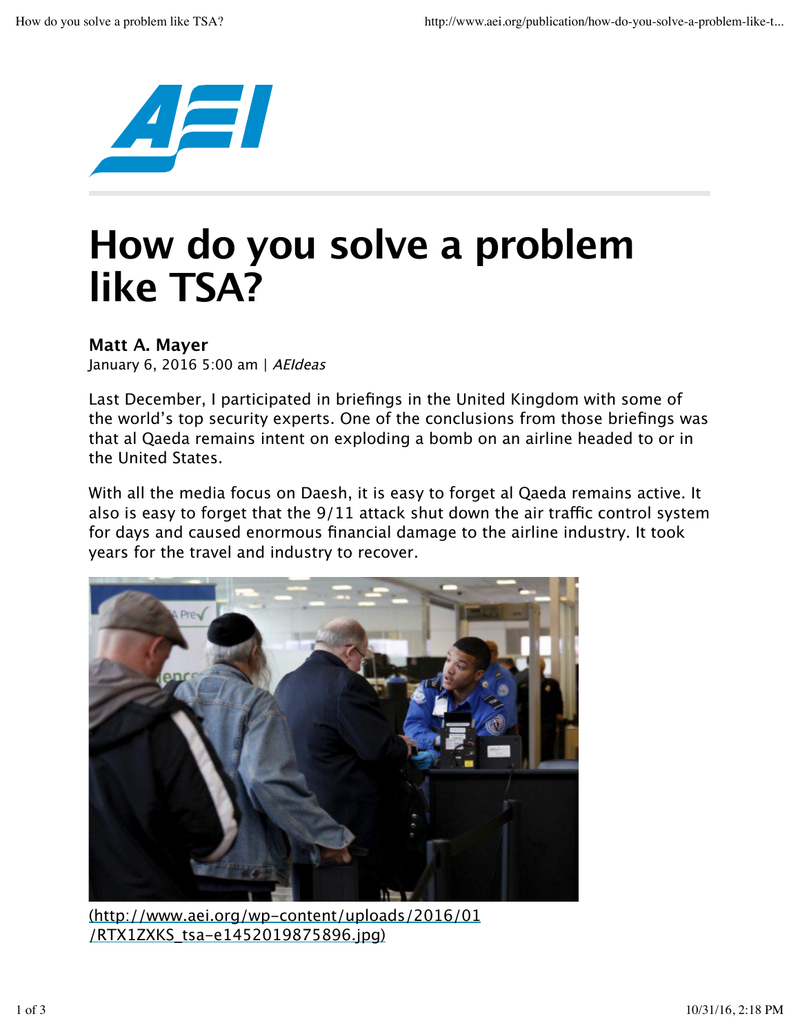# How do you solve a problem like TSA?

**Matt A. Mayer**
January 6, 2016 5:00 am | *AEIdeas*

Last December, I participated in briefings in the United Kingdom with some of the world's top security experts. One of the conclusions from those briefings was that al Qaeda remains intent on exploding a bomb on an airline headed to or in the United States.

With all the media focus on Daesh, it is easy to forget al Qaeda remains active. It also is easy to forget that the 9/11 attack shut down the air traffic control system for days and caused enormous financial damage to the airline industry. It took years for the travel and industry to recover.

(http://www.aei.org/wp-content/uploads/2016/01/RTX1ZXKS_tsa-e1452019875896.jpg)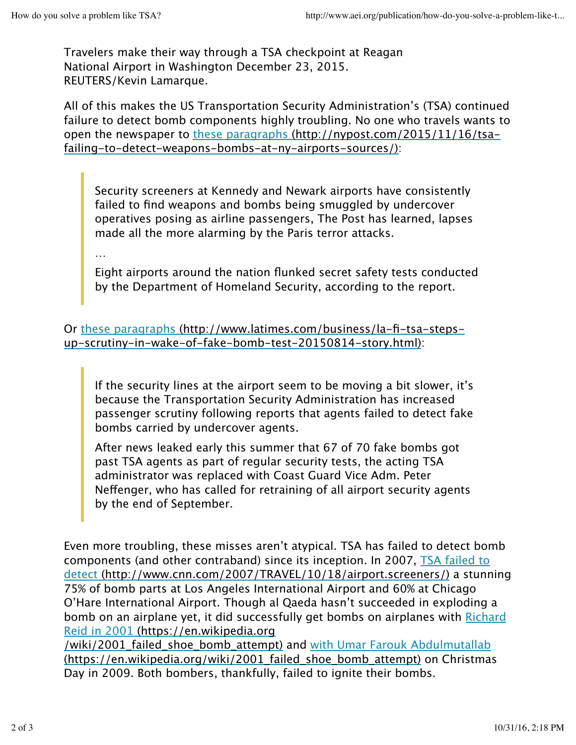Travelers make their way through a TSA checkpoint at Reagan National Airport in Washington December 23, 2015. REUTERS/Kevin Lamarque.

All of this makes the US Transportation Security Administration's (TSA) continued failure to detect bomb components highly troubling. No one who travels wants to open the newspaper to [these paragraphs](http://nypost.com/2015/11/16/tsa-failing-to-detect-weapons-bombs-at-ny-airports-sources/) (http://nypost.com/2015/11/16/tsa-failing-to-detect-weapons-bombs-at-ny-airports-sources/):

> Security screeners at Kennedy and Newark airports have consistently failed to find weapons and bombs being smuggled by undercover operatives posing as airline passengers, The Post has learned, lapses made all the more alarming by the Paris terror attacks.
>
> …
>
> Eight airports around the nation flunked secret safety tests conducted by the Department of Homeland Security, according to the report.

Or [these paragraphs](http://www.latimes.com/business/la-fi-tsa-steps-up-scrutiny-in-wake-of-fake-bomb-test-20150814-story.html) (http://www.latimes.com/business/la-fi-tsa-steps-up-scrutiny-in-wake-of-fake-bomb-test-20150814-story.html):

> If the security lines at the airport seem to be moving a bit slower, it's because the Transportation Security Administration has increased passenger scrutiny following reports that agents failed to detect fake bombs carried by undercover agents.
>
> After news leaked early this summer that 67 of 70 fake bombs got past TSA agents as part of regular security tests, the acting TSA administrator was replaced with Coast Guard Vice Adm. Peter Neffenger, who has called for retraining of all airport security agents by the end of September.

Even more troubling, these misses aren't atypical. TSA has failed to detect bomb components (and other contraband) since its inception. In 2007, [TSA failed to detect](http://www.cnn.com/2007/TRAVEL/10/18/airport.screeners/) (http://www.cnn.com/2007/TRAVEL/10/18/airport.screeners/) a stunning 75% of bomb parts at Los Angeles International Airport and 60% at Chicago O'Hare International Airport. Though al Qaeda hasn't succeeded in exploding a bomb on an airplane yet, it did successfully get bombs on airplanes with [Richard Reid in 2001](https://en.wikipedia.org/wiki/2001_failed_shoe_bomb_attempt) (https://en.wikipedia.org/wiki/2001_failed_shoe_bomb_attempt) and [with Umar Farouk Abdulmutallab](https://en.wikipedia.org/wiki/2001_failed_shoe_bomb_attempt) (https://en.wikipedia.org/wiki/2001_failed_shoe_bomb_attempt) on Christmas Day in 2009. Both bombers, thankfully, failed to ignite their bombs.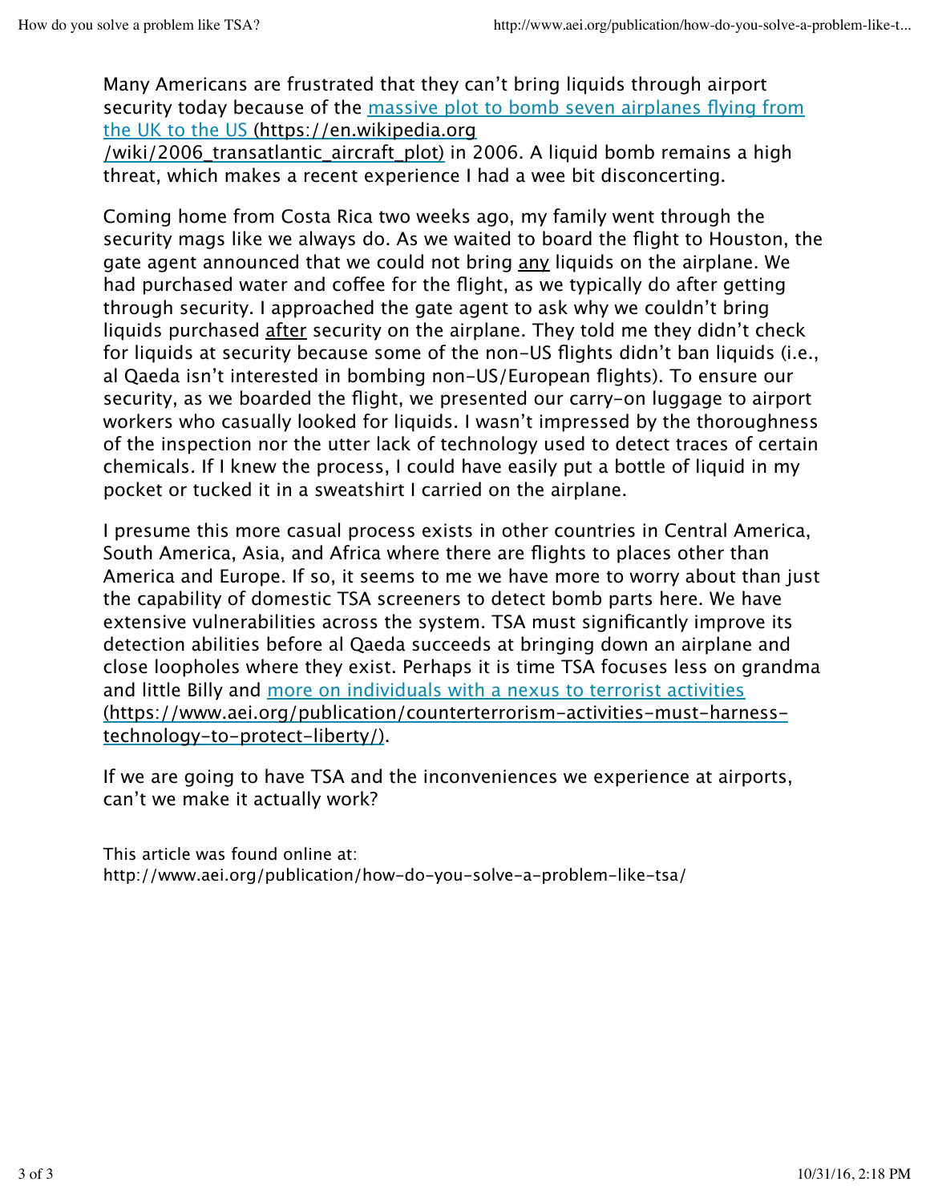Many Americans are frustrated that they can't bring liquids through airport security today because of the [massive plot to bomb seven airplanes flying from the UK to the US](https://en.wikipedia.org/wiki/2006_transatlantic_aircraft_plot) (https://en.wikipedia.org/wiki/2006_transatlantic_aircraft_plot) in 2006. A liquid bomb remains a high threat, which makes a recent experience I had a wee bit disconcerting.

Coming home from Costa Rica two weeks ago, my family went through the security mags like we always do. As we waited to board the flight to Houston, the gate agent announced that we could not bring <u>any</u> liquids on the airplane. We had purchased water and coffee for the flight, as we typically do after getting through security. I approached the gate agent to ask why we couldn't bring liquids purchased <u>after</u> security on the airplane. They told me they didn't check for liquids at security because some of the non-US flights didn't ban liquids (i.e., al Qaeda isn't interested in bombing non-US/European flights). To ensure our security, as we boarded the flight, we presented our carry-on luggage to airport workers who casually looked for liquids. I wasn't impressed by the thoroughness of the inspection nor the utter lack of technology used to detect traces of certain chemicals. If I knew the process, I could have easily put a bottle of liquid in my pocket or tucked it in a sweatshirt I carried on the airplane.

I presume this more casual process exists in other countries in Central America, South America, Asia, and Africa where there are flights to places other than America and Europe. If so, it seems to me we have more to worry about than just the capability of domestic TSA screeners to detect bomb parts here. We have extensive vulnerabilities across the system. TSA must significantly improve its detection abilities before al Qaeda succeeds at bringing down an airplane and close loopholes where they exist. Perhaps it is time TSA focuses less on grandma and little Billy and [more on individuals with a nexus to terrorist activities](https://www.aei.org/publication/counterterrorism-activities-must-harness-technology-to-protect-liberty/) (https://www.aei.org/publication/counterterrorism-activities-must-harness-technology-to-protect-liberty/).

If we are going to have TSA and the inconveniences we experience at airports, can't we make it actually work?

This article was found online at:
http://www.aei.org/publication/how-do-you-solve-a-problem-like-tsa/